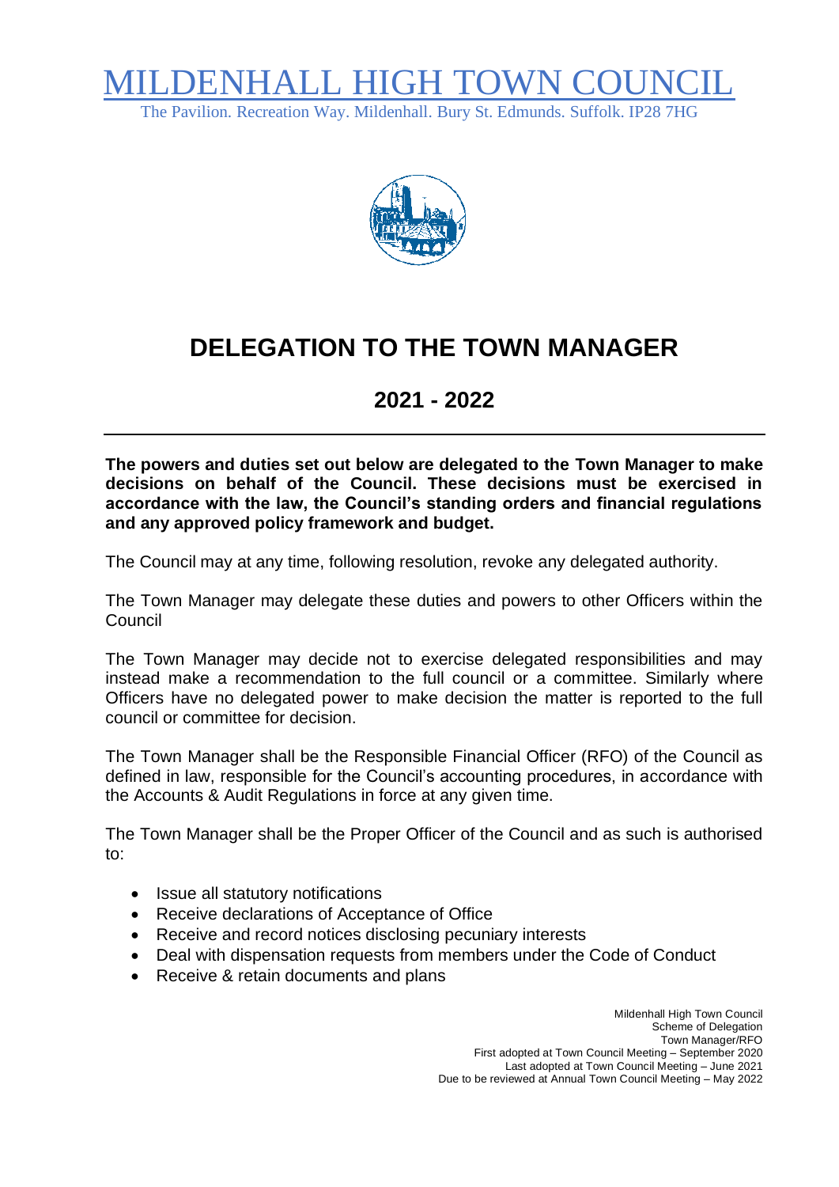# MILDENHALL HIGH TOWN COUNCIL

The Pavilion. Recreation Way. Mildenhall. Bury St. Edmunds. Suffolk. IP28 7HG

# DELEGATION TO THE TOWN MANAGER

## 2021 - 2022

---

**The powers and duties set out below are delegated to the Town Manager to make decisions on behalf of the Council. These decisions must be exercised in accordance with the law, the Council's standing orders and financial regulations and any approved policy framework and budget.**

The Council may at any time, following resolution, revoke any delegated authority.

The Town Manager may delegate these duties and powers to other Officers within the Council

The Town Manager may decide not to exercise delegated responsibilities and may instead make a recommendation to the full council or a committee. Similarly where Officers have no delegated power to make decision the matter is reported to the full council or committee for decision.

The Town Manager shall be the Responsible Financial Officer (RFO) of the Council as defined in law, responsible for the Council's accounting procedures, in accordance with the Accounts & Audit Regulations in force at any given time.

The Town Manager shall be the Proper Officer of the Council and as such is authorised to:

- Issue all statutory notifications
- Receive declarations of Acceptance of Office
- Receive and record notices disclosing pecuniary interests
- Deal with dispensation requests from members under the Code of Conduct
- Receive & retain documents and plans

Mildenhall High Town Council
Scheme of Delegation
Town Manager/RFO
First adopted at Town Council Meeting – September 2020
Last adopted at Town Council Meeting – June 2021
Due to be reviewed at Annual Town Council Meeting – May 2022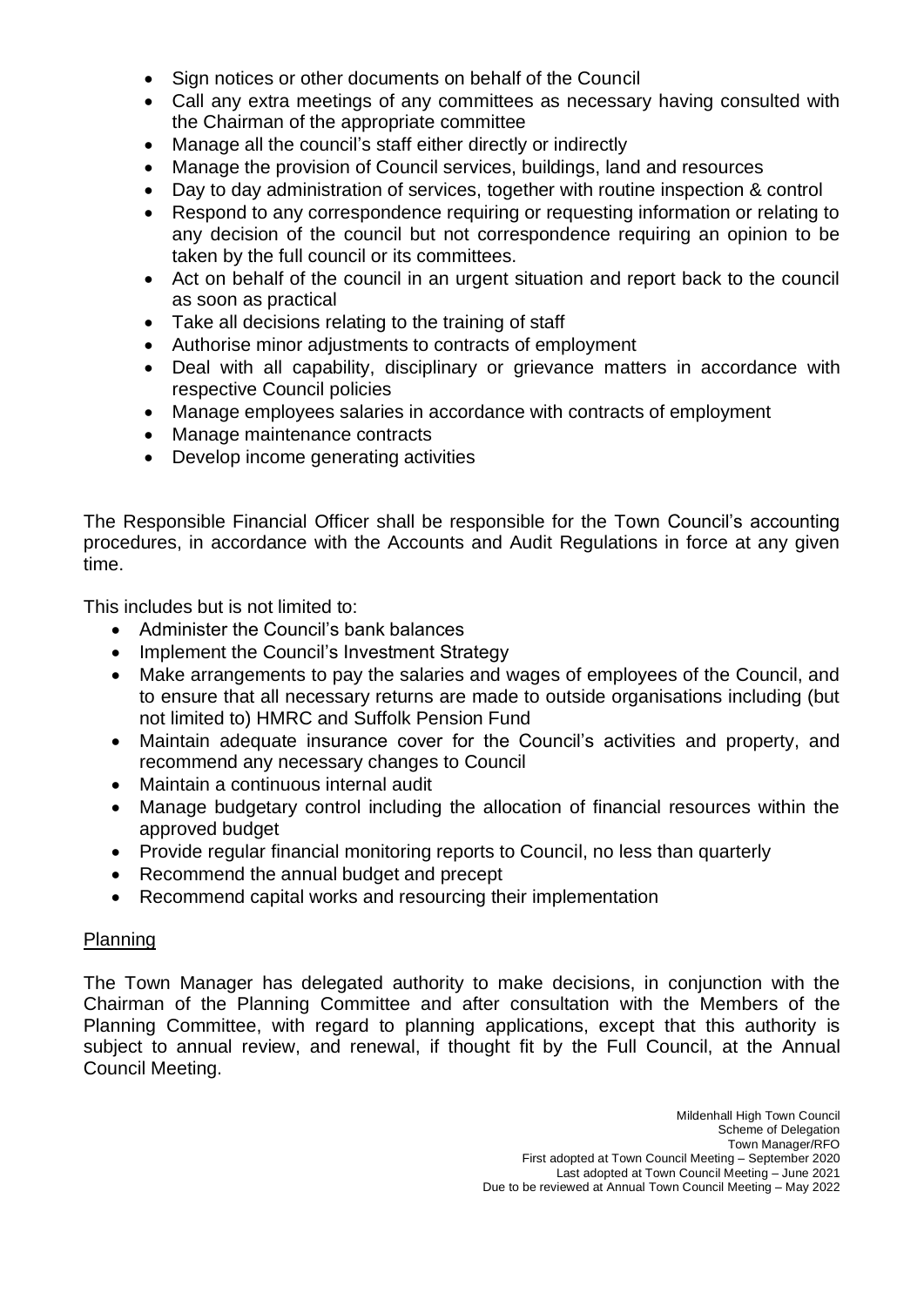- Sign notices or other documents on behalf of the Council
- Call any extra meetings of any committees as necessary having consulted with the Chairman of the appropriate committee
- Manage all the council's staff either directly or indirectly
- Manage the provision of Council services, buildings, land and resources
- Day to day administration of services, together with routine inspection & control
- Respond to any correspondence requiring or requesting information or relating to any decision of the council but not correspondence requiring an opinion to be taken by the full council or its committees.
- Act on behalf of the council in an urgent situation and report back to the council as soon as practical
- Take all decisions relating to the training of staff
- Authorise minor adjustments to contracts of employment
- Deal with all capability, disciplinary or grievance matters in accordance with respective Council policies
- Manage employees salaries in accordance with contracts of employment
- Manage maintenance contracts
- Develop income generating activities

The Responsible Financial Officer shall be responsible for the Town Council's accounting procedures, in accordance with the Accounts and Audit Regulations in force at any given time.

This includes but is not limited to:

- Administer the Council's bank balances
- Implement the Council's Investment Strategy
- Make arrangements to pay the salaries and wages of employees of the Council, and to ensure that all necessary returns are made to outside organisations including (but not limited to) HMRC and Suffolk Pension Fund
- Maintain adequate insurance cover for the Council's activities and property, and recommend any necessary changes to Council
- Maintain a continuous internal audit
- Manage budgetary control including the allocation of financial resources within the approved budget
- Provide regular financial monitoring reports to Council, no less than quarterly
- Recommend the annual budget and precept
- Recommend capital works and resourcing their implementation

## Planning

The Town Manager has delegated authority to make decisions, in conjunction with the Chairman of the Planning Committee and after consultation with the Members of the Planning Committee, with regard to planning applications, except that this authority is subject to annual review, and renewal, if thought fit by the Full Council, at the Annual Council Meeting.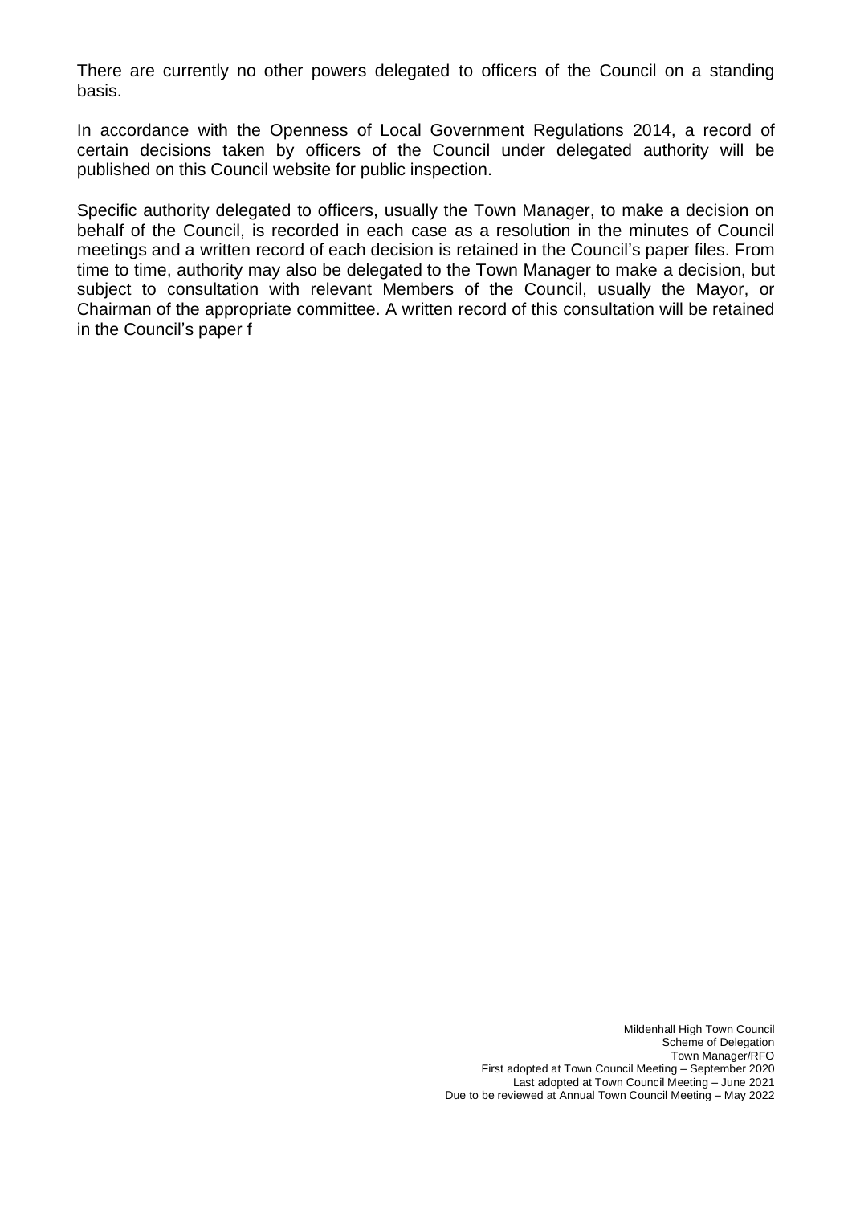There are currently no other powers delegated to officers of the Council on a standing basis.

In accordance with the Openness of Local Government Regulations 2014, a record of certain decisions taken by officers of the Council under delegated authority will be published on this Council website for public inspection.

Specific authority delegated to officers, usually the Town Manager, to make a decision on behalf of the Council, is recorded in each case as a resolution in the minutes of Council meetings and a written record of each decision is retained in the Council's paper files. From time to time, authority may also be delegated to the Town Manager to make a decision, but subject to consultation with relevant Members of the Council, usually the Mayor, or Chairman of the appropriate committee. A written record of this consultation will be retained in the Council's paper f

Mildenhall High Town Council
Scheme of Delegation
Town Manager/RFO
First adopted at Town Council Meeting – September 2020
Last adopted at Town Council Meeting – June 2021
Due to be reviewed at Annual Town Council Meeting – May 2022